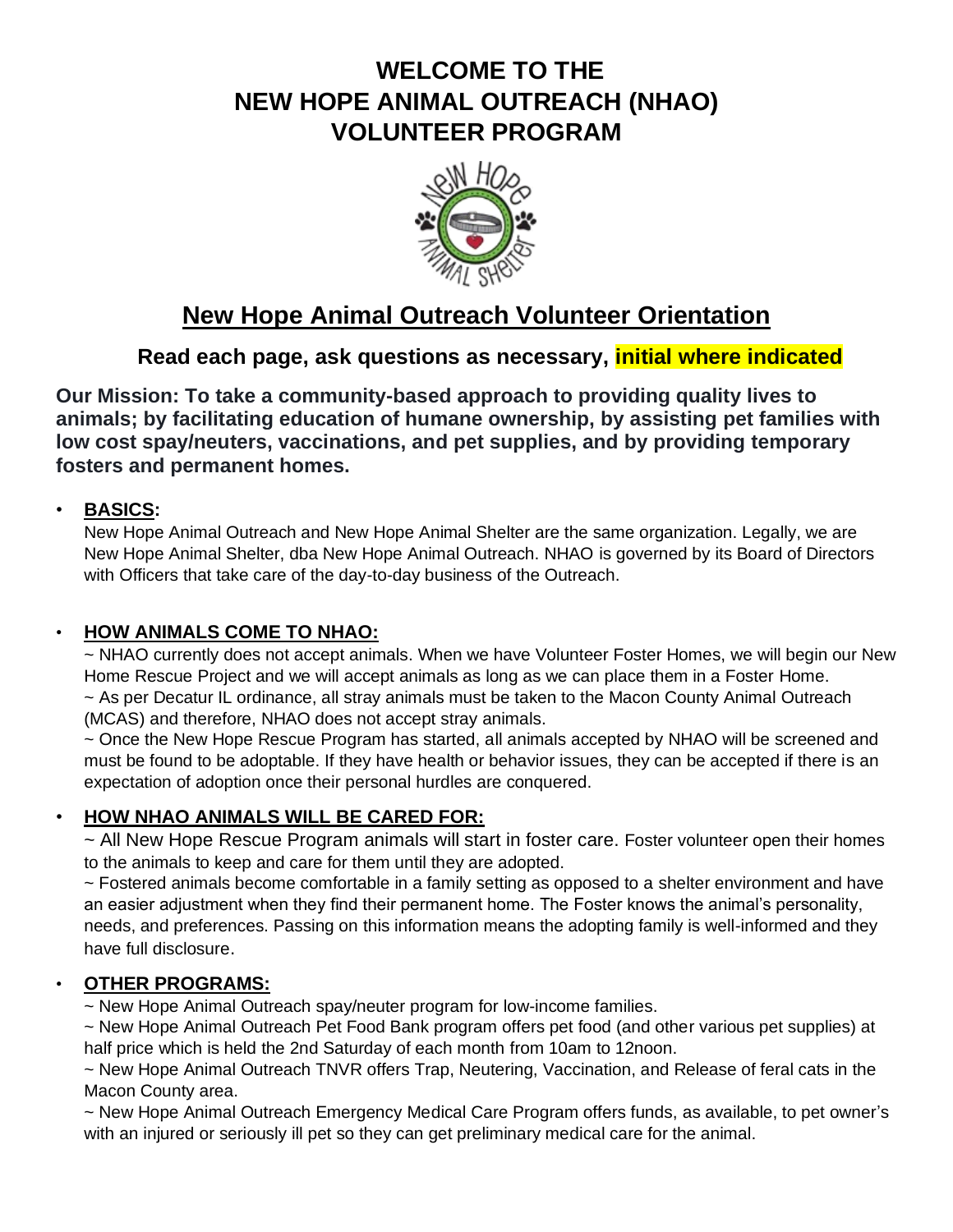# WELCOME TO THE NEW HOPE ANIMAL OUTREACH (NHAO) VOLUNTEER PROGRAM

## New Hope Animal Outreach Volunteer Orientation

### Read each page, ask questions as necessary, initial where indicated

**Our Mission: To take a community-based approach to providing quality lives to animals; by facilitating education of humane ownership, by assisting pet families with low cost spay/neuters, vaccinations, and pet supplies, and by providing temporary fosters and permanent homes.**

- **BASICS:**

  New Hope Animal Outreach and New Hope Animal Shelter are the same organization. Legally, we are New Hope Animal Shelter, dba New Hope Animal Outreach. NHAO is governed by its Board of Directors with Officers that take care of the day-to-day business of the Outreach.

- **HOW ANIMALS COME TO NHAO:**

  ~ NHAO currently does not accept animals. When we have Volunteer Foster Homes, we will begin our New Home Rescue Project and we will accept animals as long as we can place them in a Foster Home.
  ~ As per Decatur IL ordinance, all stray animals must be taken to the Macon County Animal Outreach (MCAS) and therefore, NHAO does not accept stray animals.
  ~ Once the New Hope Rescue Program has started, all animals accepted by NHAO will be screened and must be found to be adoptable. If they have health or behavior issues, they can be accepted if there is an expectation of adoption once their personal hurdles are conquered.

- **HOW NHAO ANIMALS WILL BE CARED FOR:**

  ~ All New Hope Rescue Program animals will start in foster care. Foster volunteer open their homes to the animals to keep and care for them until they are adopted.
  ~ Fostered animals become comfortable in a family setting as opposed to a shelter environment and have an easier adjustment when they find their permanent home. The Foster knows the animal's personality, needs, and preferences. Passing on this information means the adopting family is well-informed and they have full disclosure.

- **OTHER PROGRAMS:**

  ~ New Hope Animal Outreach spay/neuter program for low-income families.
  ~ New Hope Animal Outreach Pet Food Bank program offers pet food (and other various pet supplies) at half price which is held the 2nd Saturday of each month from 10am to 12noon.
  ~ New Hope Animal Outreach TNVR offers Trap, Neutering, Vaccination, and Release of feral cats in the Macon County area.
  ~ New Hope Animal Outreach Emergency Medical Care Program offers funds, as available, to pet owner's with an injured or seriously ill pet so they can get preliminary medical care for the animal.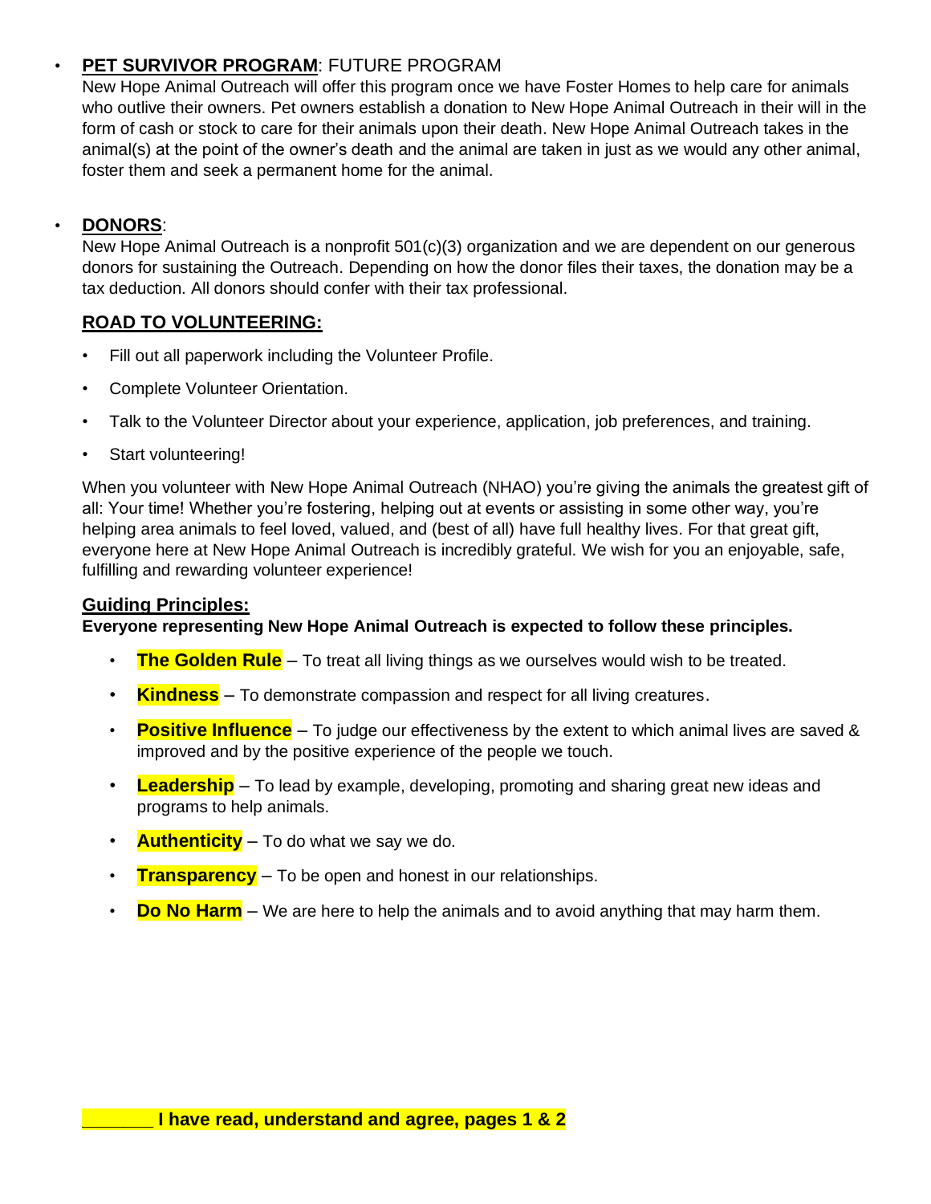- **PET SURVIVOR PROGRAM**: FUTURE PROGRAM
  New Hope Animal Outreach will offer this program once we have Foster Homes to help care for animals who outlive their owners. Pet owners establish a donation to New Hope Animal Outreach in their will in the form of cash or stock to care for their animals upon their death. New Hope Animal Outreach takes in the animal(s) at the point of the owner's death and the animal are taken in just as we would any other animal, foster them and seek a permanent home for the animal.

- **DONORS**:
  New Hope Animal Outreach is a nonprofit 501(c)(3) organization and we are dependent on our generous donors for sustaining the Outreach. Depending on how the donor files their taxes, the donation may be a tax deduction. All donors should confer with their tax professional.

## ROAD TO VOLUNTEERING:

- Fill out all paperwork including the Volunteer Profile.
- Complete Volunteer Orientation.
- Talk to the Volunteer Director about your experience, application, job preferences, and training.
- Start volunteering!

When you volunteer with New Hope Animal Outreach (NHAO) you're giving the animals the greatest gift of all: Your time! Whether you're fostering, helping out at events or assisting in some other way, you're helping area animals to feel loved, valued, and (best of all) have full healthy lives. For that great gift, everyone here at New Hope Animal Outreach is incredibly grateful. We wish for you an enjoyable, safe, fulfilling and rewarding volunteer experience!

## Guiding Principles:

**Everyone representing New Hope Animal Outreach is expected to follow these principles.**

- **The Golden Rule** – To treat all living things as we ourselves would wish to be treated.
- **Kindness** – To demonstrate compassion and respect for all living creatures.
- **Positive Influence** – To judge our effectiveness by the extent to which animal lives are saved & improved and by the positive experience of the people we touch.
- **Leadership** – To lead by example, developing, promoting and sharing great new ideas and programs to help animals.
- **Authenticity** – To do what we say we do.
- **Transparency** – To be open and honest in our relationships.
- **Do No Harm** – We are here to help the animals and to avoid anything that may harm them.

**_______ I have read, understand and agree, pages 1 & 2**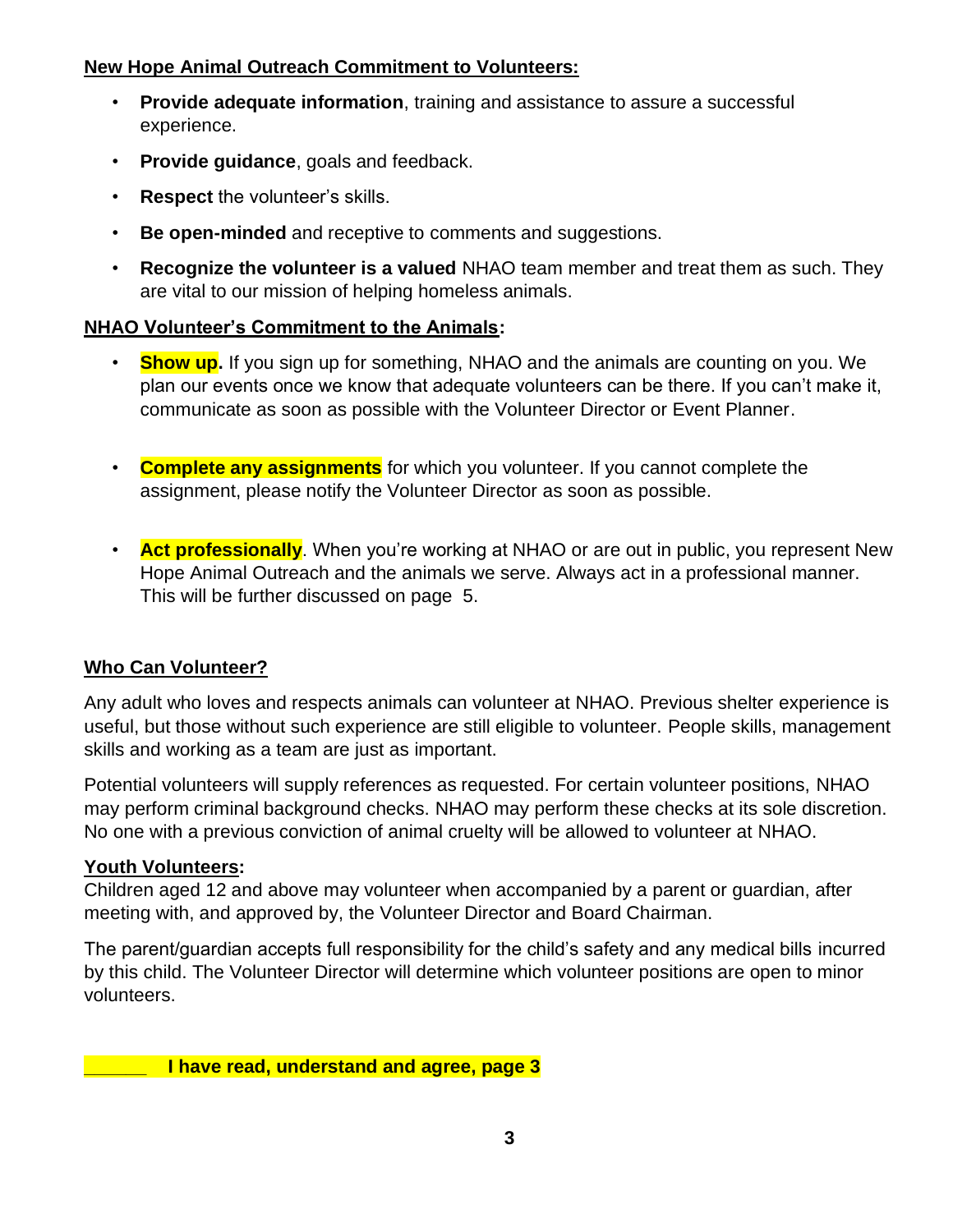**New Hope Animal Outreach Commitment to Volunteers:**

- **Provide adequate information**, training and assistance to assure a successful experience.
- **Provide guidance**, goals and feedback.
- **Respect** the volunteer's skills.
- **Be open-minded** and receptive to comments and suggestions.
- **Recognize the volunteer is a valued** NHAO team member and treat them as such. They are vital to our mission of helping homeless animals.

**NHAO Volunteer's Commitment to the Animals:**

- **Show up.** If you sign up for something, NHAO and the animals are counting on you. We plan our events once we know that adequate volunteers can be there. If you can't make it, communicate as soon as possible with the Volunteer Director or Event Planner.

- **Complete any assignments** for which you volunteer. If you cannot complete the assignment, please notify the Volunteer Director as soon as possible.

- **Act professionally**. When you're working at NHAO or are out in public, you represent New Hope Animal Outreach and the animals we serve. Always act in a professional manner. This will be further discussed on page 5.

**Who Can Volunteer?**

Any adult who loves and respects animals can volunteer at NHAO. Previous shelter experience is useful, but those without such experience are still eligible to volunteer. People skills, management skills and working as a team are just as important.

Potential volunteers will supply references as requested. For certain volunteer positions, NHAO may perform criminal background checks. NHAO may perform these checks at its sole discretion. No one with a previous conviction of animal cruelty will be allowed to volunteer at NHAO.

**Youth Volunteers:**

Children aged 12 and above may volunteer when accompanied by a parent or guardian, after meeting with, and approved by, the Volunteer Director and Board Chairman.

The parent/guardian accepts full responsibility for the child's safety and any medical bills incurred by this child. The Volunteer Director will determine which volunteer positions are open to minor volunteers.

**______ I have read, understand and agree, page 3**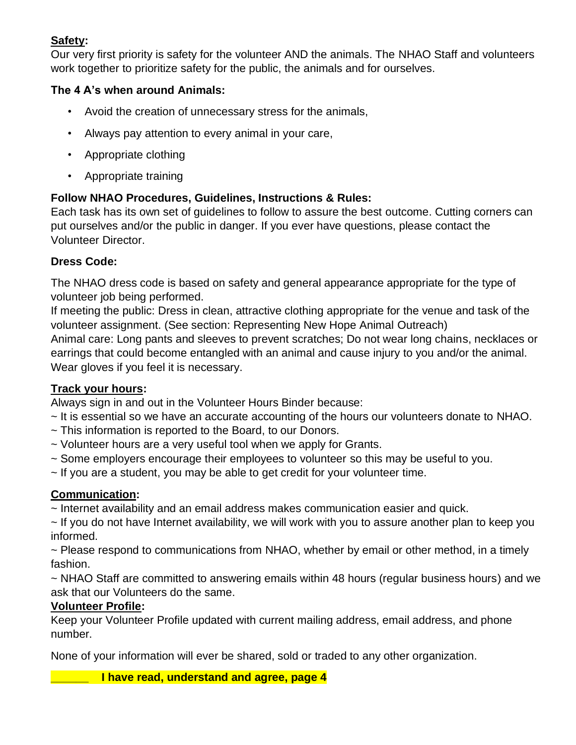**Safety:**
Our very first priority is safety for the volunteer AND the animals. The NHAO Staff and volunteers work together to prioritize safety for the public, the animals and for ourselves.

**The 4 A's when around Animals:**

- Avoid the creation of unnecessary stress for the animals,
- Always pay attention to every animal in your care,
- Appropriate clothing
- Appropriate training

**Follow NHAO Procedures, Guidelines, Instructions & Rules:**
Each task has its own set of guidelines to follow to assure the best outcome. Cutting corners can put ourselves and/or the public in danger. If you ever have questions, please contact the Volunteer Director.

**Dress Code:**

The NHAO dress code is based on safety and general appearance appropriate for the type of volunteer job being performed.
If meeting the public: Dress in clean, attractive clothing appropriate for the venue and task of the volunteer assignment. (See section: Representing New Hope Animal Outreach)
Animal care: Long pants and sleeves to prevent scratches; Do not wear long chains, necklaces or earrings that could become entangled with an animal and cause injury to you and/or the animal. Wear gloves if you feel it is necessary.

**Track your hours:**
Always sign in and out in the Volunteer Hours Binder because:
~ It is essential so we have an accurate accounting of the hours our volunteers donate to NHAO.
~ This information is reported to the Board, to our Donors.
~ Volunteer hours are a very useful tool when we apply for Grants.
~ Some employers encourage their employees to volunteer so this may be useful to you.
~ If you are a student, you may be able to get credit for your volunteer time.

**Communication:**
~ Internet availability and an email address makes communication easier and quick.
~ If you do not have Internet availability, we will work with you to assure another plan to keep you informed.
~ Please respond to communications from NHAO, whether by email or other method, in a timely fashion.
~ NHAO Staff are committed to answering emails within 48 hours (regular business hours) and we ask that our Volunteers do the same.

**Volunteer Profile:**
Keep your Volunteer Profile updated with current mailing address, email address, and phone number.

None of your information will ever be shared, sold or traded to any other organization.

**______ I have read, understand and agree, page 4**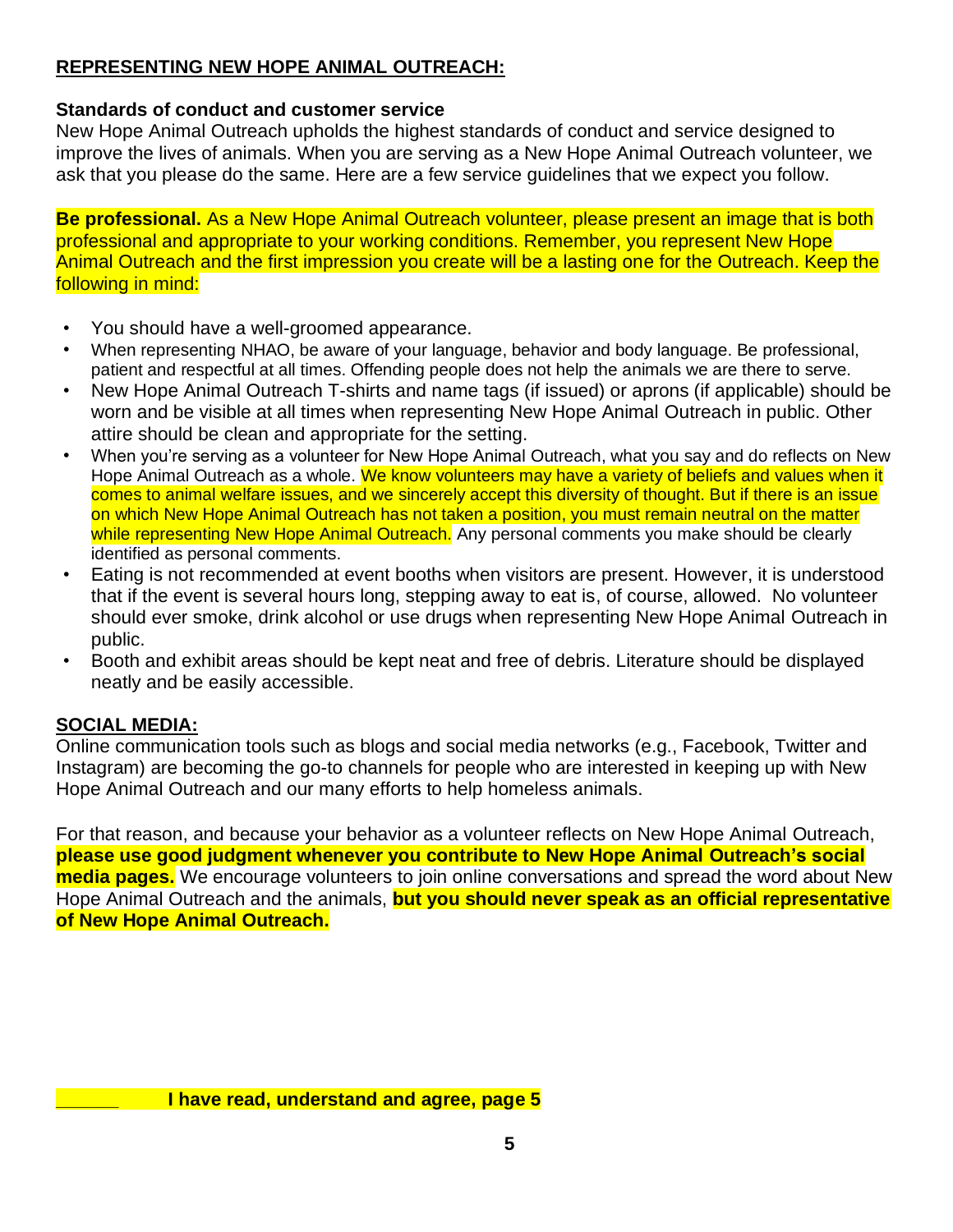## REPRESENTING NEW HOPE ANIMAL OUTREACH:

### Standards of conduct and customer service

New Hope Animal Outreach upholds the highest standards of conduct and service designed to improve the lives of animals. When you are serving as a New Hope Animal Outreach volunteer, we ask that you please do the same. Here are a few service guidelines that we expect you follow.

**Be professional.** As a New Hope Animal Outreach volunteer, please present an image that is both professional and appropriate to your working conditions. Remember, you represent New Hope Animal Outreach and the first impression you create will be a lasting one for the Outreach. Keep the following in mind:

- You should have a well-groomed appearance.
- When representing NHAO, be aware of your language, behavior and body language. Be professional, patient and respectful at all times. Offending people does not help the animals we are there to serve.
- New Hope Animal Outreach T-shirts and name tags (if issued) or aprons (if applicable) should be worn and be visible at all times when representing New Hope Animal Outreach in public. Other attire should be clean and appropriate for the setting.
- When you're serving as a volunteer for New Hope Animal Outreach, what you say and do reflects on New Hope Animal Outreach as a whole. We know volunteers may have a variety of beliefs and values when it comes to animal welfare issues, and we sincerely accept this diversity of thought. But if there is an issue on which New Hope Animal Outreach has not taken a position, you must remain neutral on the matter while representing New Hope Animal Outreach. Any personal comments you make should be clearly identified as personal comments.
- Eating is not recommended at event booths when visitors are present. However, it is understood that if the event is several hours long, stepping away to eat is, of course, allowed. No volunteer should ever smoke, drink alcohol or use drugs when representing New Hope Animal Outreach in public.
- Booth and exhibit areas should be kept neat and free of debris. Literature should be displayed neatly and be easily accessible.

## SOCIAL MEDIA:

Online communication tools such as blogs and social media networks (e.g., Facebook, Twitter and Instagram) are becoming the go-to channels for people who are interested in keeping up with New Hope Animal Outreach and our many efforts to help homeless animals.

For that reason, and because your behavior as a volunteer reflects on New Hope Animal Outreach, **please use good judgment whenever you contribute to New Hope Animal Outreach's social media pages.** We encourage volunteers to join online conversations and spread the word about New Hope Animal Outreach and the animals, **but you should never speak as an official representative of New Hope Animal Outreach.**

**______ I have read, understand and agree, page 5**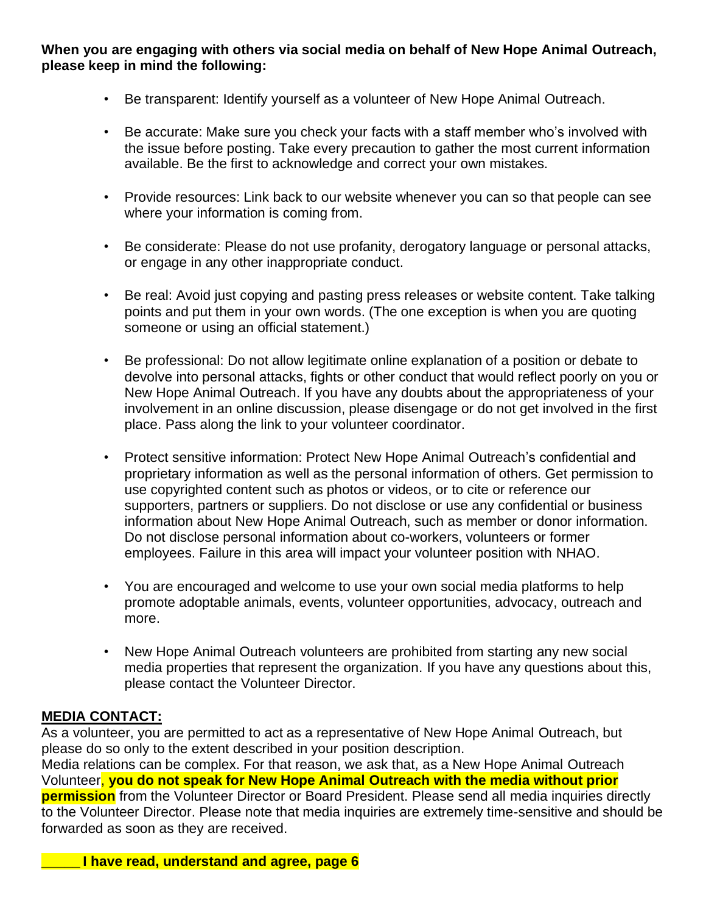**When you are engaging with others via social media on behalf of New Hope Animal Outreach, please keep in mind the following:**

- Be transparent: Identify yourself as a volunteer of New Hope Animal Outreach.
- Be accurate: Make sure you check your facts with a staff member who's involved with the issue before posting. Take every precaution to gather the most current information available. Be the first to acknowledge and correct your own mistakes.
- Provide resources: Link back to our website whenever you can so that people can see where your information is coming from.
- Be considerate: Please do not use profanity, derogatory language or personal attacks, or engage in any other inappropriate conduct.
- Be real: Avoid just copying and pasting press releases or website content. Take talking points and put them in your own words. (The one exception is when you are quoting someone or using an official statement.)
- Be professional: Do not allow legitimate online explanation of a position or debate to devolve into personal attacks, fights or other conduct that would reflect poorly on you or New Hope Animal Outreach. If you have any doubts about the appropriateness of your involvement in an online discussion, please disengage or do not get involved in the first place. Pass along the link to your volunteer coordinator.
- Protect sensitive information: Protect New Hope Animal Outreach's confidential and proprietary information as well as the personal information of others. Get permission to use copyrighted content such as photos or videos, or to cite or reference our supporters, partners or suppliers. Do not disclose or use any confidential or business information about New Hope Animal Outreach, such as member or donor information. Do not disclose personal information about co-workers, volunteers or former employees. Failure in this area will impact your volunteer position with NHAO.
- You are encouraged and welcome to use your own social media platforms to help promote adoptable animals, events, volunteer opportunities, advocacy, outreach and more.
- New Hope Animal Outreach volunteers are prohibited from starting any new social media properties that represent the organization. If you have any questions about this, please contact the Volunteer Director.

**MEDIA CONTACT:**

As a volunteer, you are permitted to act as a representative of New Hope Animal Outreach, but please do so only to the extent described in your position description.
Media relations can be complex. For that reason, we ask that, as a New Hope Animal Outreach Volunteer, **you do not speak for New Hope Animal Outreach with the media without prior permission** from the Volunteer Director or Board President. Please send all media inquiries directly to the Volunteer Director. Please note that media inquiries are extremely time-sensitive and should be forwarded as soon as they are received.

**_____ I have read, understand and agree, page 6**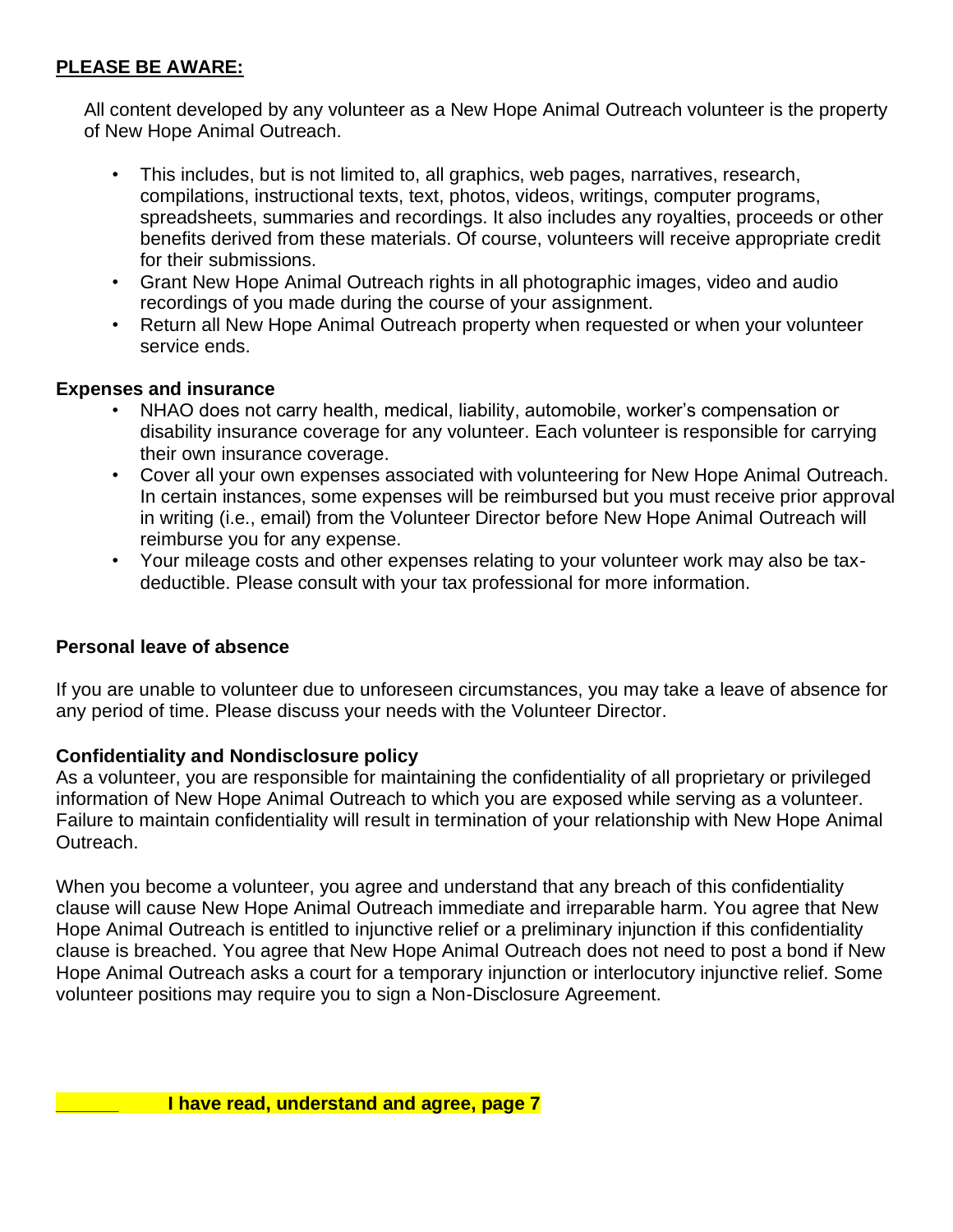**PLEASE BE AWARE:**

All content developed by any volunteer as a New Hope Animal Outreach volunteer is the property of New Hope Animal Outreach.

- This includes, but is not limited to, all graphics, web pages, narratives, research, compilations, instructional texts, text, photos, videos, writings, computer programs, spreadsheets, summaries and recordings. It also includes any royalties, proceeds or other benefits derived from these materials. Of course, volunteers will receive appropriate credit for their submissions.
- Grant New Hope Animal Outreach rights in all photographic images, video and audio recordings of you made during the course of your assignment.
- Return all New Hope Animal Outreach property when requested or when your volunteer service ends.

**Expenses and insurance**

- NHAO does not carry health, medical, liability, automobile, worker's compensation or disability insurance coverage for any volunteer. Each volunteer is responsible for carrying their own insurance coverage.
- Cover all your own expenses associated with volunteering for New Hope Animal Outreach. In certain instances, some expenses will be reimbursed but you must receive prior approval in writing (i.e., email) from the Volunteer Director before New Hope Animal Outreach will reimburse you for any expense.
- Your mileage costs and other expenses relating to your volunteer work may also be tax-deductible. Please consult with your tax professional for more information.

**Personal leave of absence**

If you are unable to volunteer due to unforeseen circumstances, you may take a leave of absence for any period of time. Please discuss your needs with the Volunteer Director.

**Confidentiality and Nondisclosure policy**

As a volunteer, you are responsible for maintaining the confidentiality of all proprietary or privileged information of New Hope Animal Outreach to which you are exposed while serving as a volunteer. Failure to maintain confidentiality will result in termination of your relationship with New Hope Animal Outreach.

When you become a volunteer, you agree and understand that any breach of this confidentiality clause will cause New Hope Animal Outreach immediate and irreparable harm. You agree that New Hope Animal Outreach is entitled to injunctive relief or a preliminary injunction if this confidentiality clause is breached. You agree that New Hope Animal Outreach does not need to post a bond if New Hope Animal Outreach asks a court for a temporary injunction or interlocutory injunctive relief. Some volunteer positions may require you to sign a Non-Disclosure Agreement.

______ **I have read, understand and agree, page 7**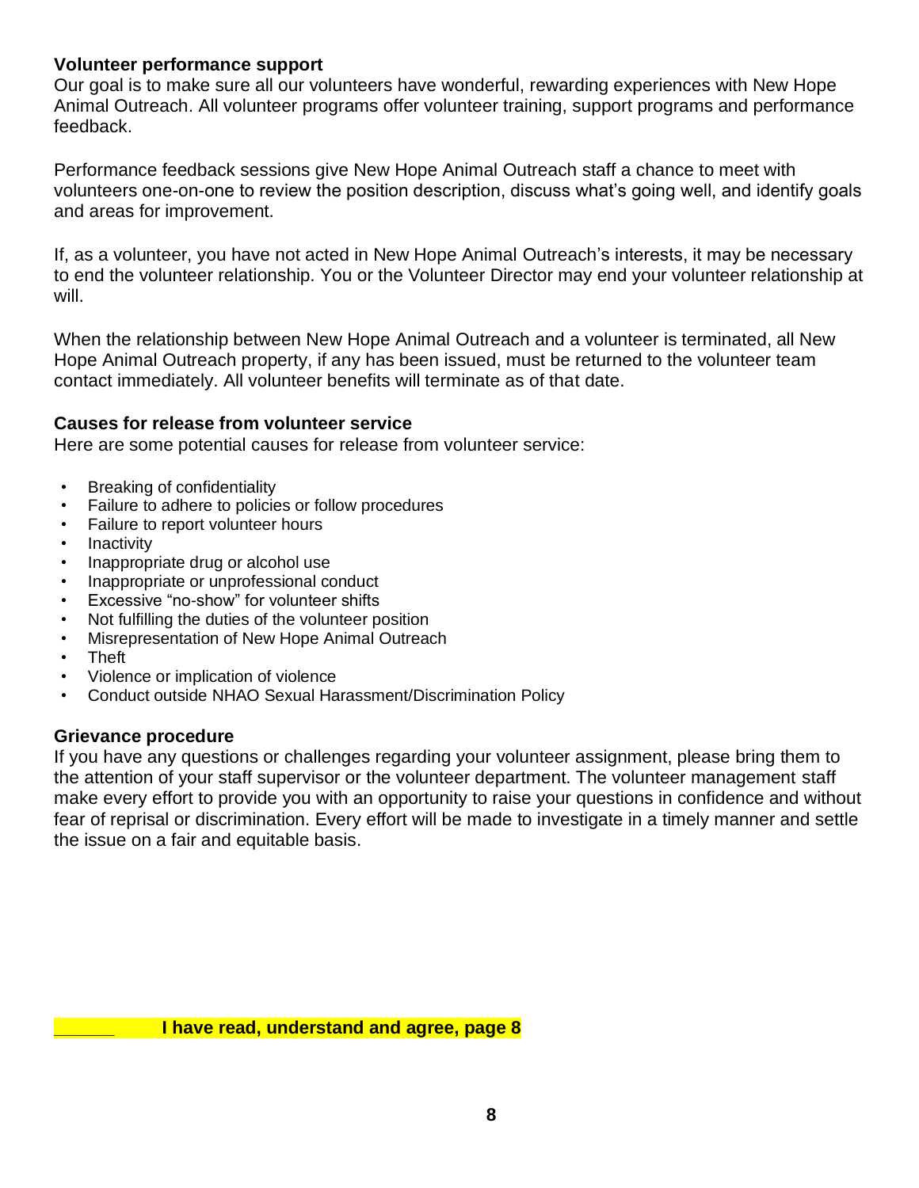### Volunteer performance support

Our goal is to make sure all our volunteers have wonderful, rewarding experiences with New Hope Animal Outreach. All volunteer programs offer volunteer training, support programs and performance feedback.

Performance feedback sessions give New Hope Animal Outreach staff a chance to meet with volunteers one-on-one to review the position description, discuss what's going well, and identify goals and areas for improvement.

If, as a volunteer, you have not acted in New Hope Animal Outreach's interests, it may be necessary to end the volunteer relationship. You or the Volunteer Director may end your volunteer relationship at will.

When the relationship between New Hope Animal Outreach and a volunteer is terminated, all New Hope Animal Outreach property, if any has been issued, must be returned to the volunteer team contact immediately. All volunteer benefits will terminate as of that date.

### Causes for release from volunteer service

Here are some potential causes for release from volunteer service:

- Breaking of confidentiality
- Failure to adhere to policies or follow procedures
- Failure to report volunteer hours
- Inactivity
- Inappropriate drug or alcohol use
- Inappropriate or unprofessional conduct
- Excessive "no-show" for volunteer shifts
- Not fulfilling the duties of the volunteer position
- Misrepresentation of New Hope Animal Outreach
- Theft
- Violence or implication of violence
- Conduct outside NHAO Sexual Harassment/Discrimination Policy

### Grievance procedure

If you have any questions or challenges regarding your volunteer assignment, please bring them to the attention of your staff supervisor or the volunteer department. The volunteer management staff make every effort to provide you with an opportunity to raise your questions in confidence and without fear of reprisal or discrimination. Every effort will be made to investigate in a timely manner and settle the issue on a fair and equitable basis.

______ **I have read, understand and agree, page 8**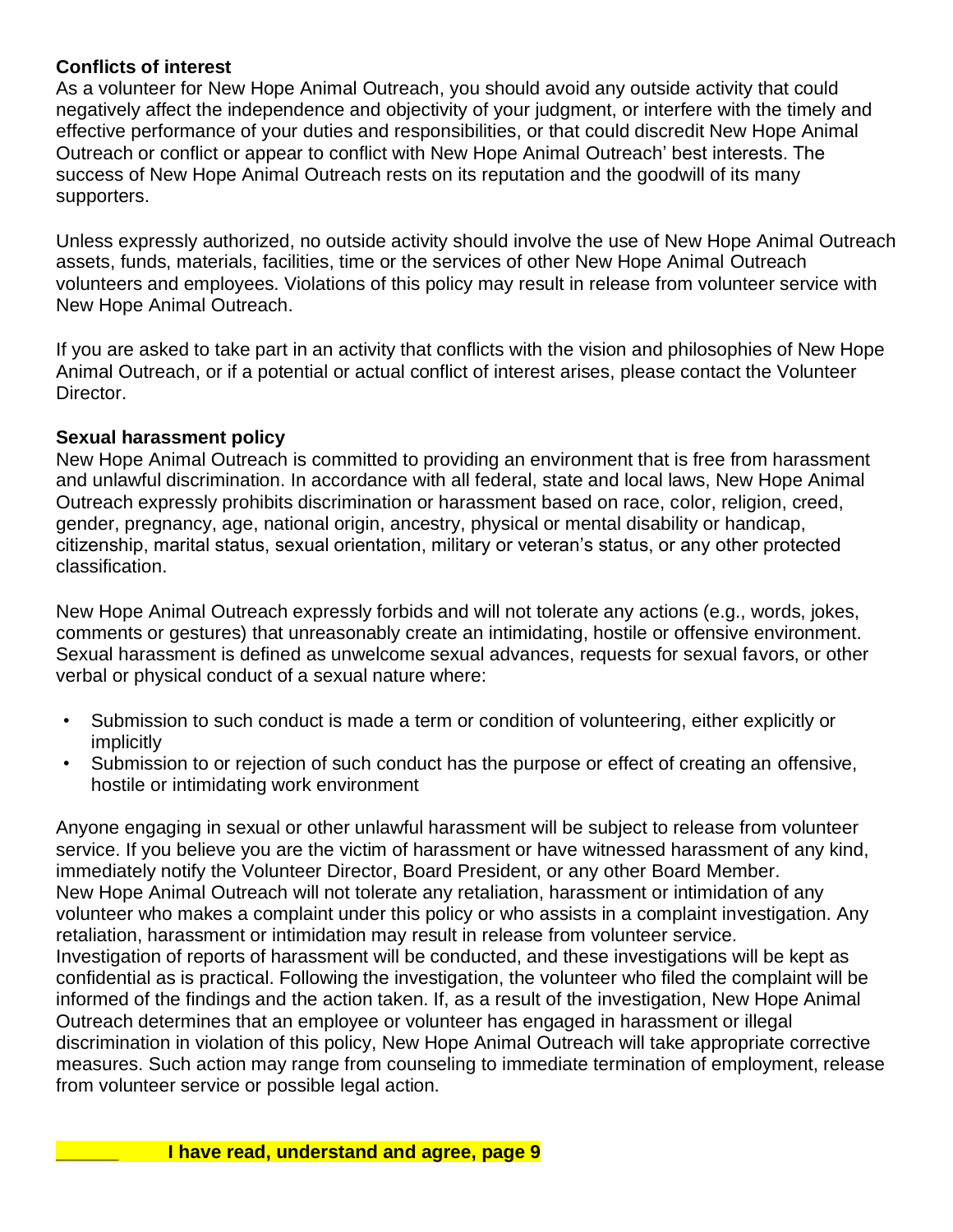**Conflicts of interest**

As a volunteer for New Hope Animal Outreach, you should avoid any outside activity that could negatively affect the independence and objectivity of your judgment, or interfere with the timely and effective performance of your duties and responsibilities, or that could discredit New Hope Animal Outreach or conflict or appear to conflict with New Hope Animal Outreach' best interests. The success of New Hope Animal Outreach rests on its reputation and the goodwill of its many supporters.

Unless expressly authorized, no outside activity should involve the use of New Hope Animal Outreach assets, funds, materials, facilities, time or the services of other New Hope Animal Outreach volunteers and employees. Violations of this policy may result in release from volunteer service with New Hope Animal Outreach.

If you are asked to take part in an activity that conflicts with the vision and philosophies of New Hope Animal Outreach, or if a potential or actual conflict of interest arises, please contact the Volunteer Director.

**Sexual harassment policy**

New Hope Animal Outreach is committed to providing an environment that is free from harassment and unlawful discrimination. In accordance with all federal, state and local laws, New Hope Animal Outreach expressly prohibits discrimination or harassment based on race, color, religion, creed, gender, pregnancy, age, national origin, ancestry, physical or mental disability or handicap, citizenship, marital status, sexual orientation, military or veteran's status, or any other protected classification.

New Hope Animal Outreach expressly forbids and will not tolerate any actions (e.g., words, jokes, comments or gestures) that unreasonably create an intimidating, hostile or offensive environment. Sexual harassment is defined as unwelcome sexual advances, requests for sexual favors, or other verbal or physical conduct of a sexual nature where:

- Submission to such conduct is made a term or condition of volunteering, either explicitly or implicitly
- Submission to or rejection of such conduct has the purpose or effect of creating an offensive, hostile or intimidating work environment

Anyone engaging in sexual or other unlawful harassment will be subject to release from volunteer service. If you believe you are the victim of harassment or have witnessed harassment of any kind, immediately notify the Volunteer Director, Board President, or any other Board Member.
New Hope Animal Outreach will not tolerate any retaliation, harassment or intimidation of any volunteer who makes a complaint under this policy or who assists in a complaint investigation. Any retaliation, harassment or intimidation may result in release from volunteer service.
Investigation of reports of harassment will be conducted, and these investigations will be kept as confidential as is practical. Following the investigation, the volunteer who filed the complaint will be informed of the findings and the action taken. If, as a result of the investigation, New Hope Animal Outreach determines that an employee or volunteer has engaged in harassment or illegal discrimination in violation of this policy, New Hope Animal Outreach will take appropriate corrective measures. Such action may range from counseling to immediate termination of employment, release from volunteer service or possible legal action.

______ **I have read, understand and agree, page 9**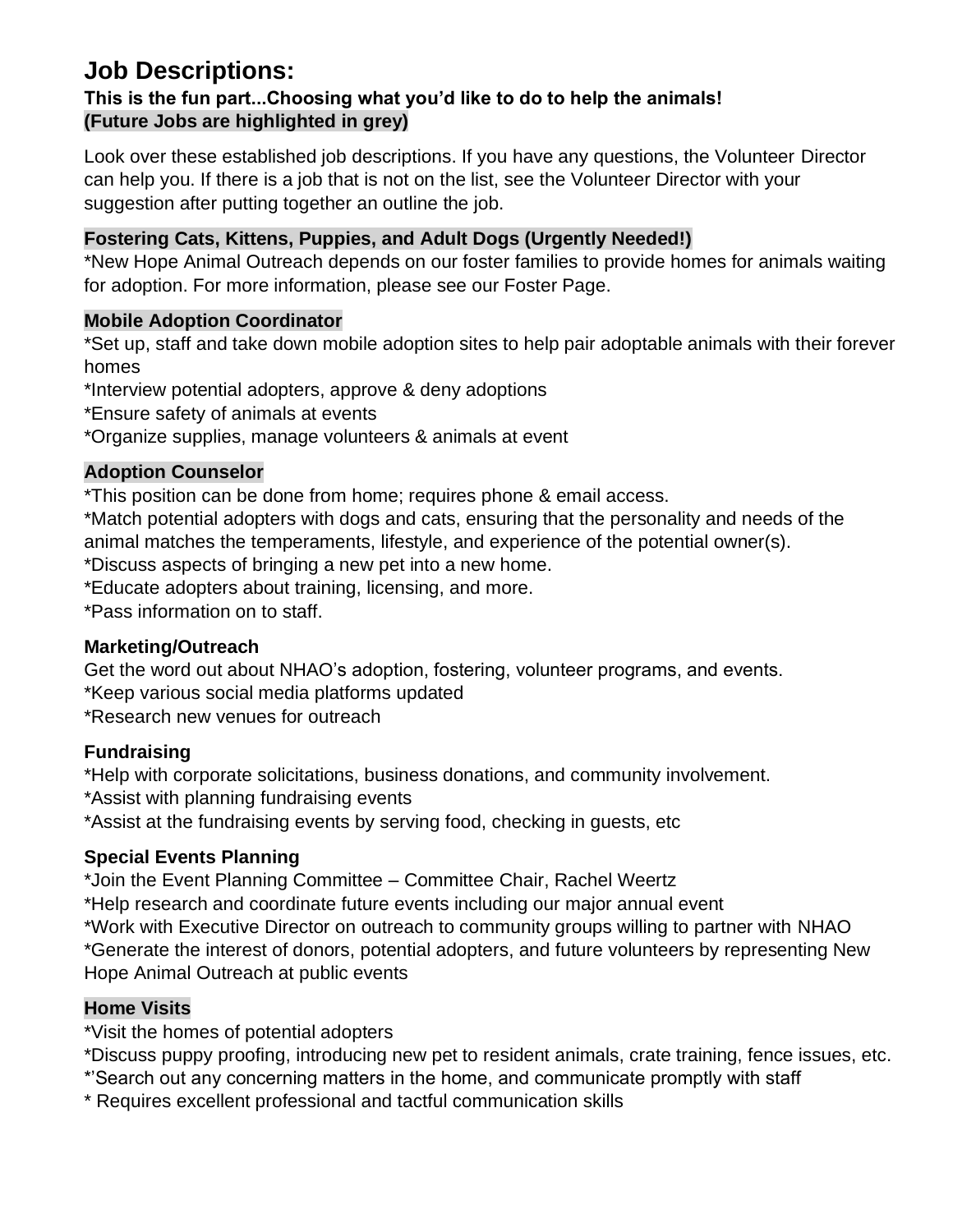# Job Descriptions:

**This is the fun part...Choosing what you'd like to do to help the animals!**
**(Future Jobs are highlighted in grey)**

Look over these established job descriptions. If you have any questions, the Volunteer Director can help you. If there is a job that is not on the list, see the Volunteer Director with your suggestion after putting together an outline the job.

**Fostering Cats, Kittens, Puppies, and Adult Dogs (Urgently Needed!)**

*New Hope Animal Outreach depends on our foster families to provide homes for animals waiting for adoption. For more information, please see our Foster Page.

**Mobile Adoption Coordinator**

*Set up, staff and take down mobile adoption sites to help pair adoptable animals with their forever homes
*Interview potential adopters, approve & deny adoptions
*Ensure safety of animals at events
*Organize supplies, manage volunteers & animals at event

**Adoption Counselor**

*This position can be done from home; requires phone & email access.
*Match potential adopters with dogs and cats, ensuring that the personality and needs of the animal matches the temperaments, lifestyle, and experience of the potential owner(s).
*Discuss aspects of bringing a new pet into a new home.
*Educate adopters about training, licensing, and more.
*Pass information on to staff.

**Marketing/Outreach**

Get the word out about NHAO's adoption, fostering, volunteer programs, and events.
*Keep various social media platforms updated
*Research new venues for outreach

**Fundraising**

*Help with corporate solicitations, business donations, and community involvement.
*Assist with planning fundraising events
*Assist at the fundraising events by serving food, checking in guests, etc

**Special Events Planning**

*Join the Event Planning Committee – Committee Chair, Rachel Weertz
*Help research and coordinate future events including our major annual event
*Work with Executive Director on outreach to community groups willing to partner with NHAO
*Generate the interest of donors, potential adopters, and future volunteers by representing New Hope Animal Outreach at public events

**Home Visits**

*Visit the homes of potential adopters
*Discuss puppy proofing, introducing new pet to resident animals, crate training, fence issues, etc.
*'Search out any concerning matters in the home, and communicate promptly with staff
* Requires excellent professional and tactful communication skills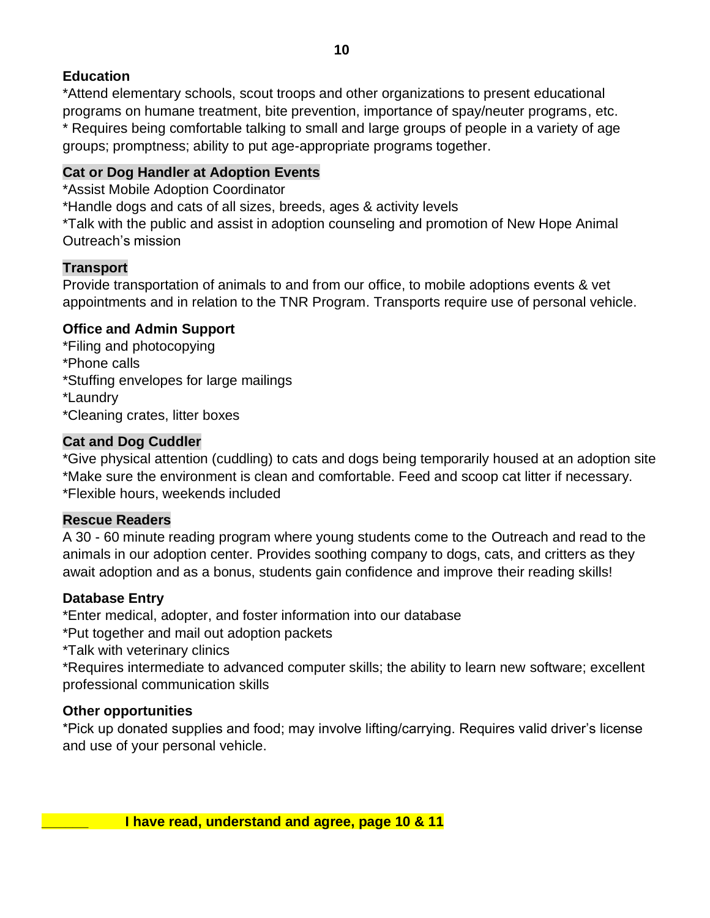**Education**

*Attend elementary schools, scout troops and other organizations to present educational programs on humane treatment, bite prevention, importance of spay/neuter programs, etc.
* Requires being comfortable talking to small and large groups of people in a variety of age groups; promptness; ability to put age-appropriate programs together.

**Cat or Dog Handler at Adoption Events**

*Assist Mobile Adoption Coordinator
*Handle dogs and cats of all sizes, breeds, ages & activity levels
*Talk with the public and assist in adoption counseling and promotion of New Hope Animal Outreach's mission

**Transport**

Provide transportation of animals to and from our office, to mobile adoptions events & vet appointments and in relation to the TNR Program. Transports require use of personal vehicle.

**Office and Admin Support**

*Filing and photocopying
*Phone calls
*Stuffing envelopes for large mailings
*Laundry
*Cleaning crates, litter boxes

**Cat and Dog Cuddler**

*Give physical attention (cuddling) to cats and dogs being temporarily housed at an adoption site
*Make sure the environment is clean and comfortable. Feed and scoop cat litter if necessary.
*Flexible hours, weekends included

**Rescue Readers**

A 30 - 60 minute reading program where young students come to the Outreach and read to the animals in our adoption center. Provides soothing company to dogs, cats, and critters as they await adoption and as a bonus, students gain confidence and improve their reading skills!

**Database Entry**

*Enter medical, adopter, and foster information into our database
*Put together and mail out adoption packets
*Talk with veterinary clinics
*Requires intermediate to advanced computer skills; the ability to learn new software; excellent professional communication skills

**Other opportunities**

*Pick up donated supplies and food; may involve lifting/carrying. Requires valid driver's license and use of your personal vehicle.

______ **I have read, understand and agree, page 10 & 11**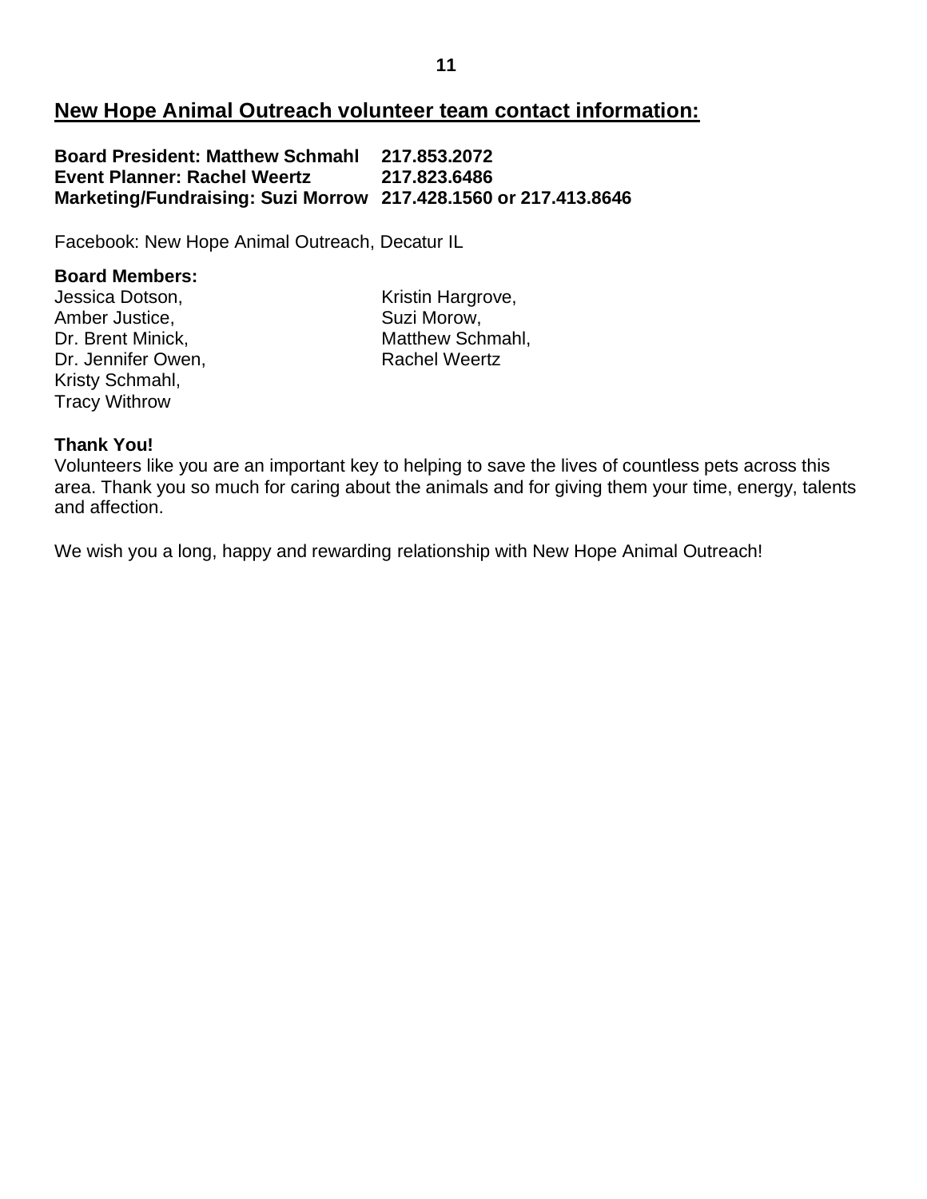## New Hope Animal Outreach volunteer team contact information:

**Board President: Matthew Schmahl 217.853.2072**
**Event Planner: Rachel Weertz 217.823.6486**
**Marketing/Fundraising: Suzi Morrow 217.428.1560 or 217.413.8646**

Facebook: New Hope Animal Outreach, Decatur IL

**Board Members:**

Jessica Dotson,
Amber Justice,
Dr. Brent Minick,
Dr. Jennifer Owen,
Kristy Schmahl,
Tracy Withrow
Kristin Hargrove,
Suzi Morow,
Matthew Schmahl,
Rachel Weertz

**Thank You!**

Volunteers like you are an important key to helping to save the lives of countless pets across this area. Thank you so much for caring about the animals and for giving them your time, energy, talents and affection.

We wish you a long, happy and rewarding relationship with New Hope Animal Outreach!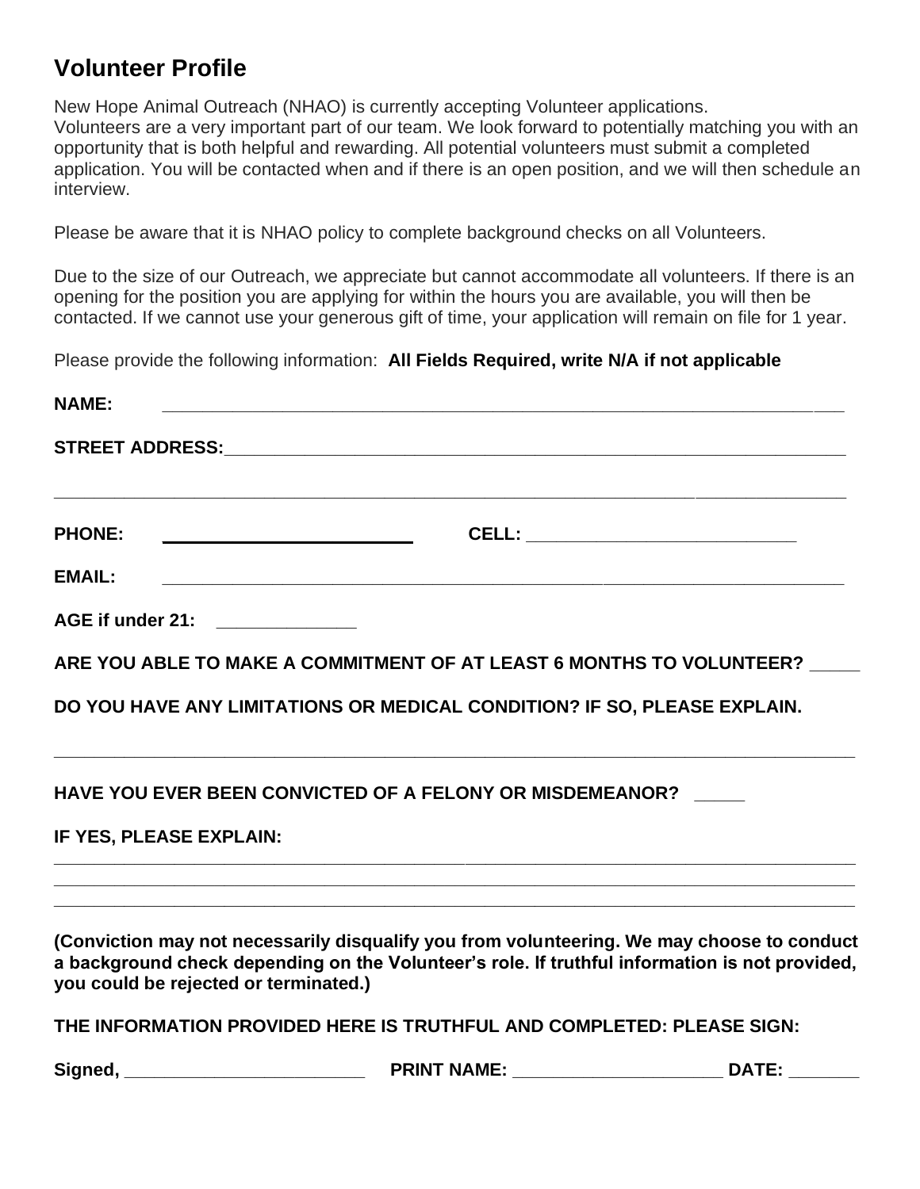## Volunteer Profile

New Hope Animal Outreach (NHAO) is currently accepting Volunteer applications.
Volunteers are a very important part of our team. We look forward to potentially matching you with an opportunity that is both helpful and rewarding. All potential volunteers must submit a completed application. You will be contacted when and if there is an open position, and we will then schedule an interview.

Please be aware that it is NHAO policy to complete background checks on all Volunteers.

Due to the size of our Outreach, we appreciate but cannot accommodate all volunteers. If there is an opening for the position you are applying for within the hours you are available, you will then be contacted. If we cannot use your generous gift of time, your application will remain on file for 1 year.

Please provide the following information: **All Fields Required, write N/A if not applicable**

**NAME:** ___________________________________________________________________

**STREET ADDRESS:**___________________________________________________________

______________________________________________________________________________

**PHONE:** ________________________ **CELL:** ___________________________

**EMAIL:** ___________________________________________________________________

**AGE if under 21:** ______________

**ARE YOU ABLE TO MAKE A COMMITMENT OF AT LEAST 6 MONTHS TO VOLUNTEER?** _____

**DO YOU HAVE ANY LIMITATIONS OR MEDICAL CONDITION? IF SO, PLEASE EXPLAIN.**

______________________________________________________________________________

**HAVE YOU EVER BEEN CONVICTED OF A FELONY OR MISDEMEANOR?** _____

**IF YES, PLEASE EXPLAIN:**

______________________________________________________________________________

______________________________________________________________________________

______________________________________________________________________________

**(Conviction may not necessarily disqualify you from volunteering. We may choose to conduct a background check depending on the Volunteer's role. If truthful information is not provided, you could be rejected or terminated.)**

**THE INFORMATION PROVIDED HERE IS TRUTHFUL AND COMPLETED: PLEASE SIGN:**

**Signed,** ________________________ **PRINT NAME:** _____________________ **DATE:** _______